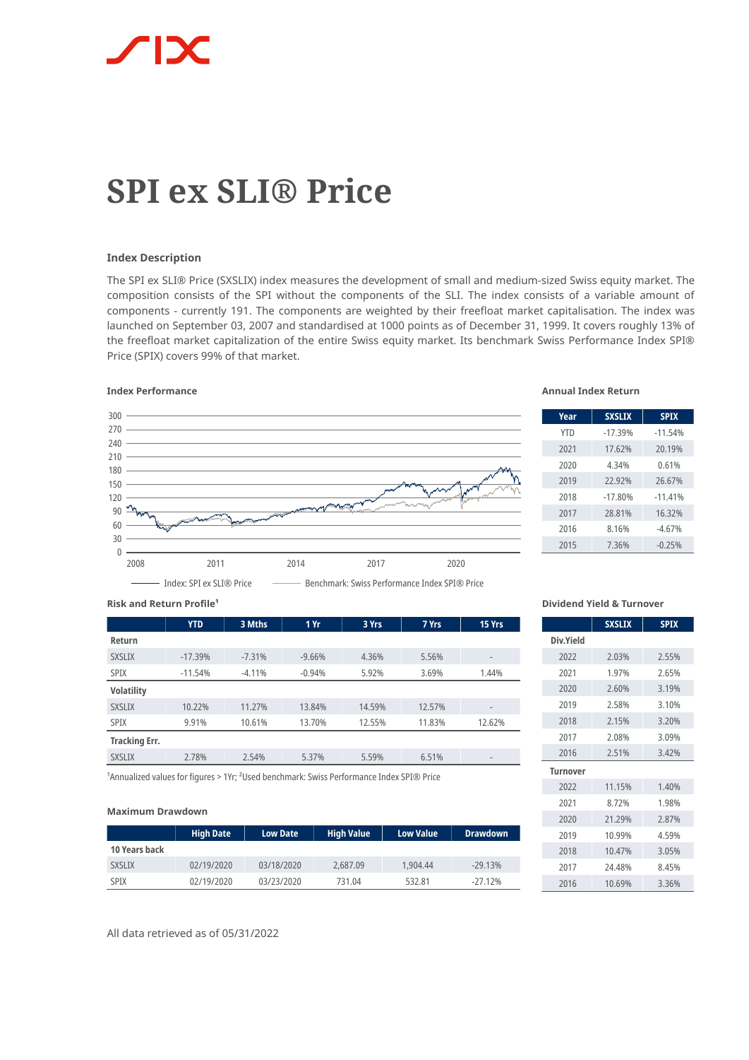# SPI ex SLI® Price

### Index Description

The SPI ex SLI® Price (SXSLIX) index measures the development of small and medium-sized Swiss equity market. The composition consists of the SPI without the components of the SLI. The index consists of a variable amount of components - currently 191. The components are weighted by their freefloat market capitalisation. The index was launched on September 03, 2007 and standardised at 1000 points as of December 31, 1999. It covers roughly 13% of the freefloat market capitalization of the entire Swiss equity market. Its benchmark Swiss Performance Index SPI® Price (SPIX) covers 99% of that market.

### Index Performance

Index: SPI ex SLI® Price — Benchmark: Swiss Performance Index SPI® Price

### Annual Index Return

| Year | SXSLIX | SPIX |
|---|---|---|
| YTD | -17.39% | -11.54% |
| 2021 | 17.62% | 20.19% |
| 2020 | 4.34% | 0.61% |
| 2019 | 22.92% | 26.67% |
| 2018 | -17.80% | -11.41% |
| 2017 | 28.81% | 16.32% |
| 2016 | 8.16% | -4.67% |
| 2015 | 7.36% | -0.25% |

### Risk and Return Profile[1]

| | YTD | 3 Mths | 1 Yr | 3 Yrs | 7 Yrs | 15 Yrs |
|---|---|---|---|---|---|---|
| **Return** | | | | | | |
| SXSLIX | -17.39% | -7.31% | -9.66% | 4.36% | 5.56% | - |
| SPIX | -11.54% | -4.11% | -0.94% | 5.92% | 3.69% | 1.44% |
| **Volatility** | | | | | | |
| SXSLIX | 10.22% | 11.27% | 13.84% | 14.59% | 12.57% | - |
| SPIX | 9.91% | 10.61% | 13.70% | 12.55% | 11.83% | 12.62% |
| **Tracking Err.** | | | | | | |
| SXSLIX | 2.78% | 2.54% | 5.37% | 5.59% | 6.51% | - |

[1]Annualized values for figures > 1Yr; [2]Used benchmark: Swiss Performance Index SPI® Price

### Dividend Yield & Turnover

| | SXSLIX | SPIX |
|---|---|---|
| **Div.Yield** | | |
| 2022 | 2.03% | 2.55% |
| 2021 | 1.97% | 2.65% |
| 2020 | 2.60% | 3.19% |
| 2019 | 2.58% | 3.10% |
| 2018 | 2.15% | 3.20% |
| 2017 | 2.08% | 3.09% |
| 2016 | 2.51% | 3.42% |
| **Turnover** | | |
| 2022 | 11.15% | 1.40% |
| 2021 | 8.72% | 1.98% |
| 2020 | 21.29% | 2.87% |
| 2019 | 10.99% | 4.59% |
| 2018 | 10.47% | 3.05% |
| 2017 | 24.48% | 8.45% |
| 2016 | 10.69% | 3.36% |

### Maximum Drawdown

| | High Date | Low Date | High Value | Low Value | Drawdown |
|---|---|---|---|---|---|
| **10 Years back** | | | | | |
| SXSLIX | 02/19/2020 | 03/18/2020 | 2,687.09 | 1,904.44 | -29.13% |
| SPIX | 02/19/2020 | 03/23/2020 | 731.04 | 532.81 | -27.12% |

All data retrieved as of 05/31/2022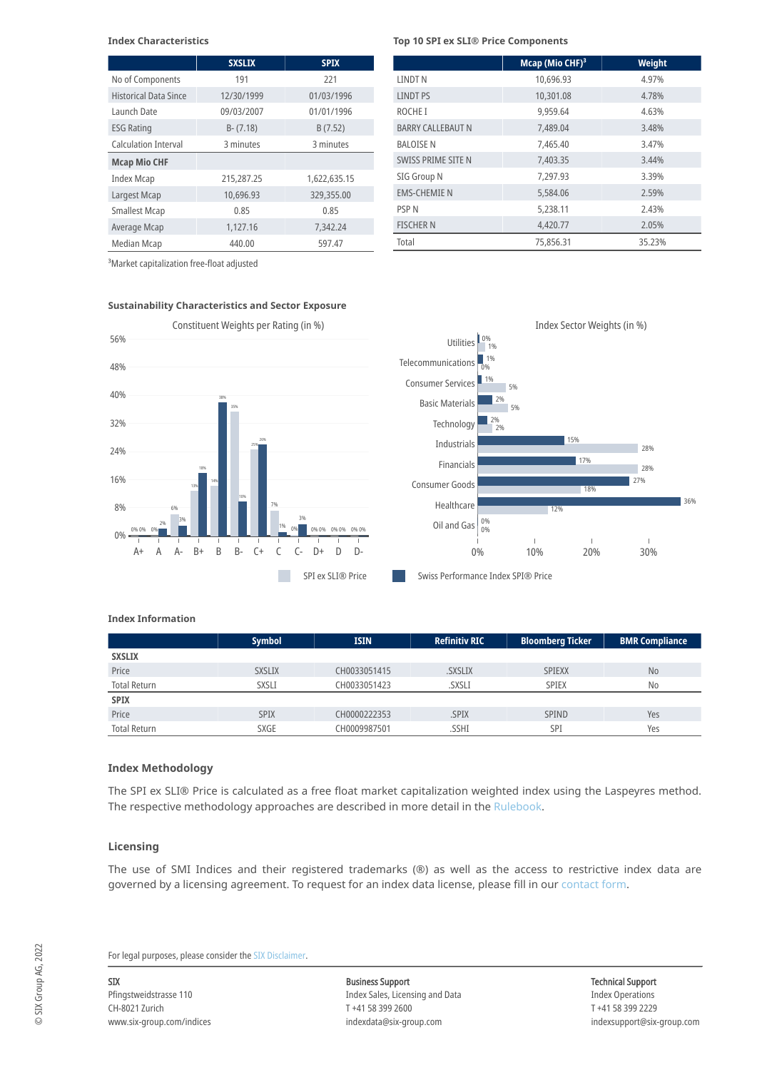**Index Characteristics**

| | SXSLIX | SPIX |
|---|---|---|
| No of Components | 191 | 221 |
| Historical Data Since | 12/30/1999 | 01/03/1996 |
| Launch Date | 09/03/2007 | 01/01/1996 |
| ESG Rating | B- (7.18) | B (7.52) |
| Calculation Interval | 3 minutes | 3 minutes |
| **Mcap Mio CHF** | | |
| Index Mcap | 215,287.25 | 1,622,635.15 |
| Largest Mcap | 10,696.93 | 329,355.00 |
| Smallest Mcap | 0.85 | 0.85 |
| Average Mcap | 1,127.16 | 7,342.24 |
| Median Mcap | 440.00 | 597.47 |

[3]Market capitalization free-float adjusted

**Top 10 SPI ex SLI® Price Components**

| | Mcap (Mio CHF)[3] | Weight |
|---|---|---|
| LINDT N | 10,696.93 | 4.97% |
| LINDT PS | 10,301.08 | 4.78% |
| ROCHE I | 9,959.64 | 4.63% |
| BARRY CALLEBAUT N | 7,489.04 | 3.48% |
| BALOISE N | 7,465.40 | 3.47% |
| SWISS PRIME SITE N | 7,403.35 | 3.44% |
| SIG Group N | 7,297.93 | 3.39% |
| EMS-CHEMIE N | 5,584.06 | 2.59% |
| PSP N | 5,238.11 | 2.43% |
| FISCHER N | 4,420.77 | 2.05% |
| Total | 75,856.31 | 35.23% |

**Sustainability Characteristics and Sector Exposure**

Constituent Weights per Rating (in %)

56%
48%
40%
32%
24%
16%
8%
0%

A+ A A- B+ B B- C+ C C- D+ D D-

0% 0% 0% 2% 6% 3% 13% 18% 14% 38% 35% 10% 25% 26% 7% 1% 0% 3% 0% 0% 0% 0% 0% 0%

Index Sector Weights (in %)

Utilities 0% 1%
Telecommunications 1% 0%
Consumer Services 1% 5%
Basic Materials 2% 5%
Technology 2% 2%
Industrials 15% 28%
Financials 17% 28%
Consumer Goods 27% 18%
Healthcare 36% 12%
Oil and Gas 0% 0%

0% 10% 20% 30%

SPI ex SLI® Price
Swiss Performance Index SPI® Price

**Index Information**

| | Symbol | ISIN | Refinitiv RIC | Bloomberg Ticker | BMR Compliance |
|---|---|---|---|---|---|
| **SXSLIX** | | | | | |
| Price | SXSLIX | CH0033051415 | .SXSLIX | SPIEXX | No |
| Total Return | SXSLI | CH0033051423 | .SXSLI | SPIEX | No |
| **SPIX** | | | | | |
| Price | SPIX | CH0000222353 | .SPIX | SPIND | Yes |
| Total Return | SXGE | CH0009987501 | .SSHI | SPI | Yes |

## Index Methodology

The SPI ex SLI® Price is calculated as a free float market capitalization weighted index using the Laspeyres method. The respective methodology approaches are described in more detail in the Rulebook.

## Licensing

The use of SMI Indices and their registered trademarks (®) as well as the access to restrictive index data are governed by a licensing agreement. To request for an index data license, please fill in our contact form.

For legal purposes, please consider the SIX Disclaimer.

**SIX**
Pfingstweidstrasse 110
CH-8021 Zurich
www.six-group.com/indices

**Business Support**
Index Sales, Licensing and Data
T +41 58 399 2600
indexdata@six-group.com

**Technical Support**
Index Operations
T +41 58 399 2229
indexsupport@six-group.com

© SIX Group AG, 2022